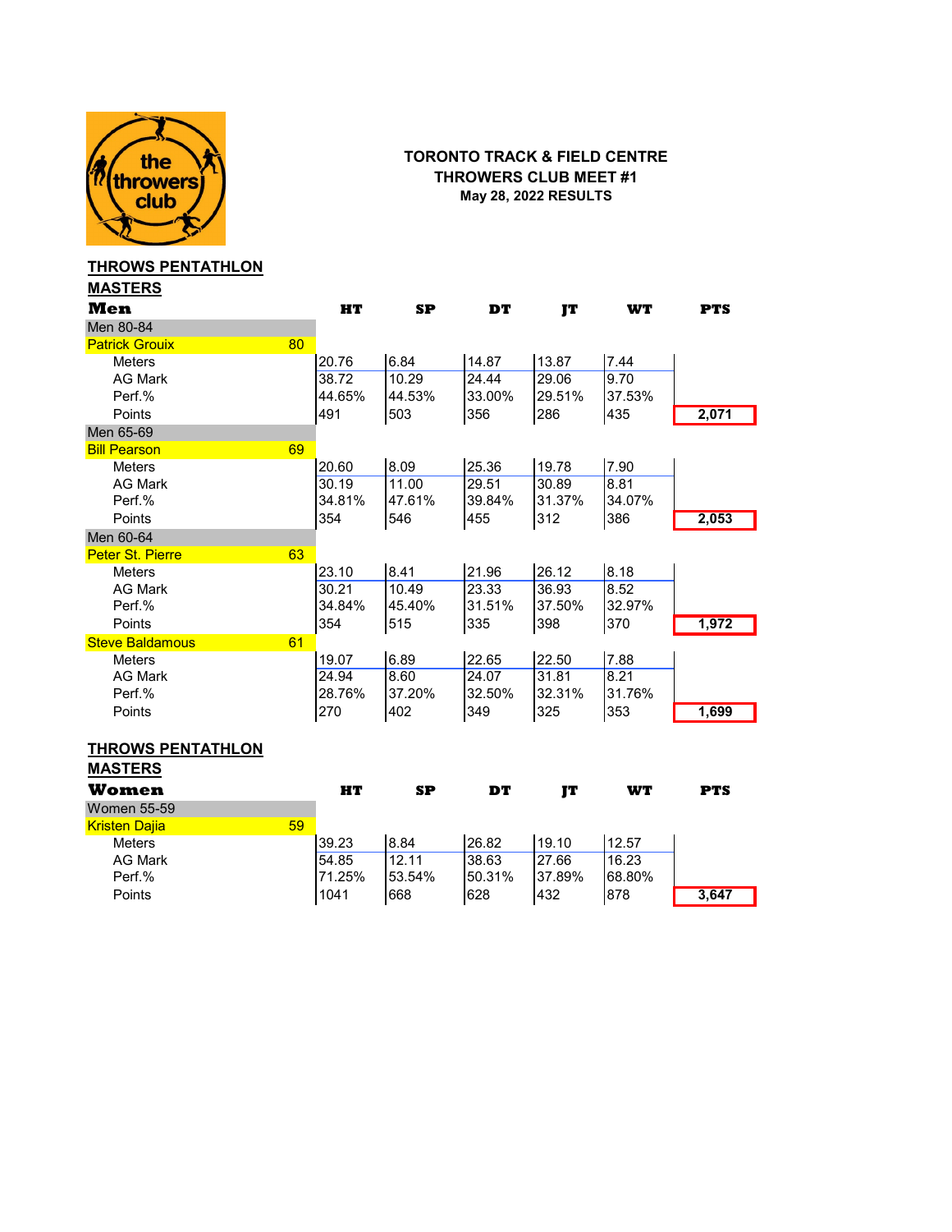# TORONTO TRACK & FIELD CENTRE
## THROWERS CLUB MEET #1
### May 28, 2022 RESULTS

**THROWS PENTATHLON**
**MASTERS**

| Men | | HT | SP | DT | JT | WT | PTS |
|---|---|---|---|---|---|---|---|
| Men 80-84 | | | | | | | |
| Patrick Grouix | 80 | | | | | | |
| Meters | | 20.76 | 6.84 | 14.87 | 13.87 | 7.44 | |
| AG Mark | | 38.72 | 10.29 | 24.44 | 29.06 | 9.70 | |
| Perf.% | | 44.65% | 44.53% | 33.00% | 29.51% | 37.53% | |
| Points | | 491 | 503 | 356 | 286 | 435 | 2,071 |
| Men 65-69 | | | | | | | |
| Bill Pearson | 69 | | | | | | |
| Meters | | 20.60 | 8.09 | 25.36 | 19.78 | 7.90 | |
| AG Mark | | 30.19 | 11.00 | 29.51 | 30.89 | 8.81 | |
| Perf.% | | 34.81% | 47.61% | 39.84% | 31.37% | 34.07% | |
| Points | | 354 | 546 | 455 | 312 | 386 | 2,053 |
| Men 60-64 | | | | | | | |
| Peter St. Pierre | 63 | | | | | | |
| Meters | | 23.10 | 8.41 | 21.96 | 26.12 | 8.18 | |
| AG Mark | | 30.21 | 10.49 | 23.33 | 36.93 | 8.52 | |
| Perf.% | | 34.84% | 45.40% | 31.51% | 37.50% | 32.97% | |
| Points | | 354 | 515 | 335 | 398 | 370 | 1,972 |
| Steve Baldamous | 61 | | | | | | |
| Meters | | 19.07 | 6.89 | 22.65 | 22.50 | 7.88 | |
| AG Mark | | 24.94 | 8.60 | 24.07 | 31.81 | 8.21 | |
| Perf.% | | 28.76% | 37.20% | 32.50% | 32.31% | 31.76% | |
| Points | | 270 | 402 | 349 | 325 | 353 | 1,699 |

**THROWS PENTATHLON**
**MASTERS**

| Women | | HT | SP | DT | JT | WT | PTS |
|---|---|---|---|---|---|---|---|
| Women 55-59 | | | | | | | |
| Kristen Dajia | 59 | | | | | | |
| Meters | | 39.23 | 8.84 | 26.82 | 19.10 | 12.57 | |
| AG Mark | | 54.85 | 12.11 | 38.63 | 27.66 | 16.23 | |
| Perf.% | | 71.25% | 53.54% | 50.31% | 37.89% | 68.80% | |
| Points | | 1041 | 668 | 628 | 432 | 878 | 3,647 |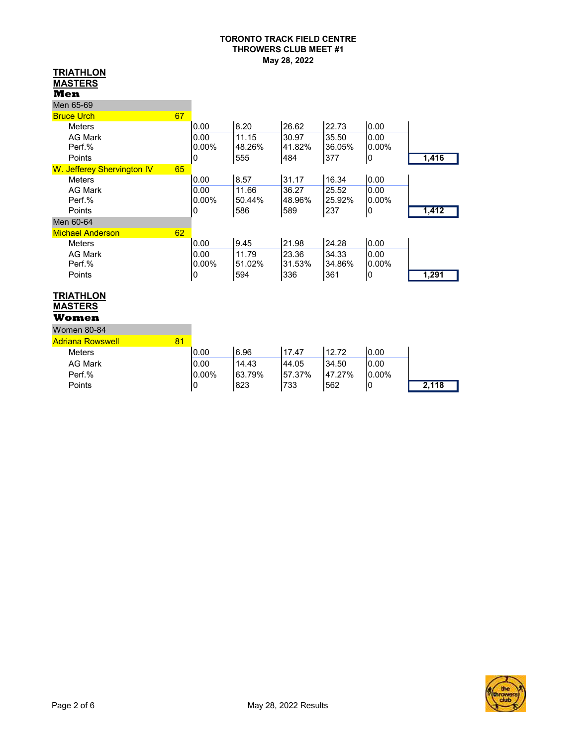**TORONTO TRACK FIELD CENTRE**
**THROWERS CLUB MEET #1**
**May 28, 2022**

## TRIATHLON MASTERS

### Men

| | | | | | | | |
|---|---|---|---|---|---|---|---|
| Men 65-69 | | | | | | | |
| Bruce Urch | 67 | | | | | | |
| Meters | | 0.00 | 8.20 | 26.62 | 22.73 | 0.00 | |
| AG Mark | | 0.00 | 11.15 | 30.97 | 35.50 | 0.00 | |
| Perf.% | | 0.00% | 48.26% | 41.82% | 36.05% | 0.00% | |
| Points | | 0 | 555 | 484 | 377 | 0 | **1,416** |
| W. Jefferey Shervington IV | 65 | | | | | | |
| Meters | | 0.00 | 8.57 | 31.17 | 16.34 | 0.00 | |
| AG Mark | | 0.00 | 11.66 | 36.27 | 25.52 | 0.00 | |
| Perf.% | | 0.00% | 50.44% | 48.96% | 25.92% | 0.00% | |
| Points | | 0 | 586 | 589 | 237 | 0 | **1,412** |
| Men 60-64 | | | | | | | |
| Michael Anderson | 62 | | | | | | |
| Meters | | 0.00 | 9.45 | 21.98 | 24.28 | 0.00 | |
| AG Mark | | 0.00 | 11.79 | 23.36 | 34.33 | 0.00 | |
| Perf.% | | 0.00% | 51.02% | 31.53% | 34.86% | 0.00% | |
| Points | | 0 | 594 | 336 | 361 | 0 | **1,291** |

## TRIATHLON MASTERS

### Women

| | | | | | | | |
|---|---|---|---|---|---|---|---|
| Women 80-84 | | | | | | | |
| Adriana Rowswell | 81 | | | | | | |
| Meters | | 0.00 | 6.96 | 17.47 | 12.72 | 0.00 | |
| AG Mark | | 0.00 | 14.43 | 44.05 | 34.50 | 0.00 | |
| Perf.% | | 0.00% | 63.79% | 57.37% | 47.27% | 0.00% | |
| Points | | 0 | 823 | 733 | 562 | 0 | **2,118** |

May 28, 2022 Results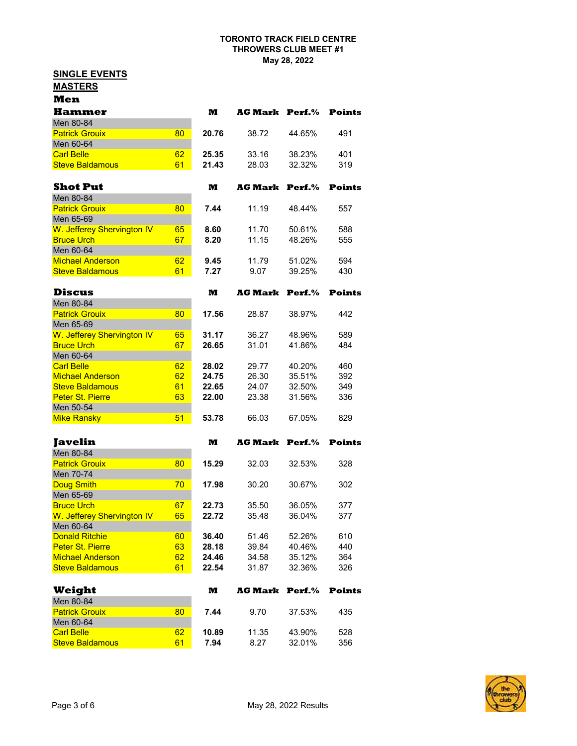**TORONTO TRACK FIELD CENTRE**
**THROWERS CLUB MEET #1**
**May 28, 2022**

## SINGLE EVENTS

## MASTERS

### Men

#### Hammer

| | | M | AG Mark | Perf.% | Points |
|---|---|---|---|---|---|
| Men 80-84 | | | | | |
| Patrick Grouix | 80 | **20.76** | 38.72 | 44.65% | 491 |
| Men 60-64 | | | | | |
| Carl Belle | 62 | **25.35** | 33.16 | 38.23% | 401 |
| Steve Baldamous | 61 | **21.43** | 28.03 | 32.32% | 319 |

#### Shot Put

| | | M | AG Mark | Perf.% | Points |
|---|---|---|---|---|---|
| Men 80-84 | | | | | |
| Patrick Grouix | 80 | **7.44** | 11.19 | 48.44% | 557 |
| Men 65-69 | | | | | |
| W. Jefferey Shervington IV | 65 | **8.60** | 11.70 | 50.61% | 588 |
| Bruce Urch | 67 | **8.20** | 11.15 | 48.26% | 555 |
| Men 60-64 | | | | | |
| Michael Anderson | 62 | **9.45** | 11.79 | 51.02% | 594 |
| Steve Baldamous | 61 | **7.27** | 9.07 | 39.25% | 430 |

#### Discus

| | | M | AG Mark | Perf.% | Points |
|---|---|---|---|---|---|
| Men 80-84 | | | | | |
| Patrick Grouix | 80 | **17.56** | 28.87 | 38.97% | 442 |
| Men 65-69 | | | | | |
| W. Jefferey Shervington IV | 65 | **31.17** | 36.27 | 48.96% | 589 |
| Bruce Urch | 67 | **26.65** | 31.01 | 41.86% | 484 |
| Men 60-64 | | | | | |
| Carl Belle | 62 | **28.02** | 29.77 | 40.20% | 460 |
| Michael Anderson | 62 | **24.75** | 26.30 | 35.51% | 392 |
| Steve Baldamous | 61 | **22.65** | 24.07 | 32.50% | 349 |
| Peter St. Pierre | 63 | **22.00** | 23.38 | 31.56% | 336 |
| Men 50-54 | | | | | |
| Mike Ransky | 51 | **53.78** | 66.03 | 67.05% | 829 |

#### Javelin

| | | M | AG Mark | Perf.% | Points |
|---|---|---|---|---|---|
| Men 80-84 | | | | | |
| Patrick Grouix | 80 | **15.29** | 32.03 | 32.53% | 328 |
| Men 70-74 | | | | | |
| Doug Smith | 70 | **17.98** | 30.20 | 30.67% | 302 |
| Men 65-69 | | | | | |
| Bruce Urch | 67 | **22.73** | 35.50 | 36.05% | 377 |
| W. Jefferey Shervington IV | 65 | **22.72** | 35.48 | 36.04% | 377 |
| Men 60-64 | | | | | |
| Donald Ritchie | 60 | **36.40** | 51.46 | 52.26% | 610 |
| Peter St. Pierre | 63 | **28.18** | 39.84 | 40.46% | 440 |
| Michael Anderson | 62 | **24.46** | 34.58 | 35.12% | 364 |
| Steve Baldamous | 61 | **22.54** | 31.87 | 32.36% | 326 |

#### Weight

| | | M | AG Mark | Perf.% | Points |
|---|---|---|---|---|---|
| Men 80-84 | | | | | |
| Patrick Grouix | 80 | **7.44** | 9.70 | 37.53% | 435 |
| Men 60-64 | | | | | |
| Carl Belle | 62 | **10.89** | 11.35 | 43.90% | 528 |
| Steve Baldamous | 61 | **7.94** | 8.27 | 32.01% | 356 |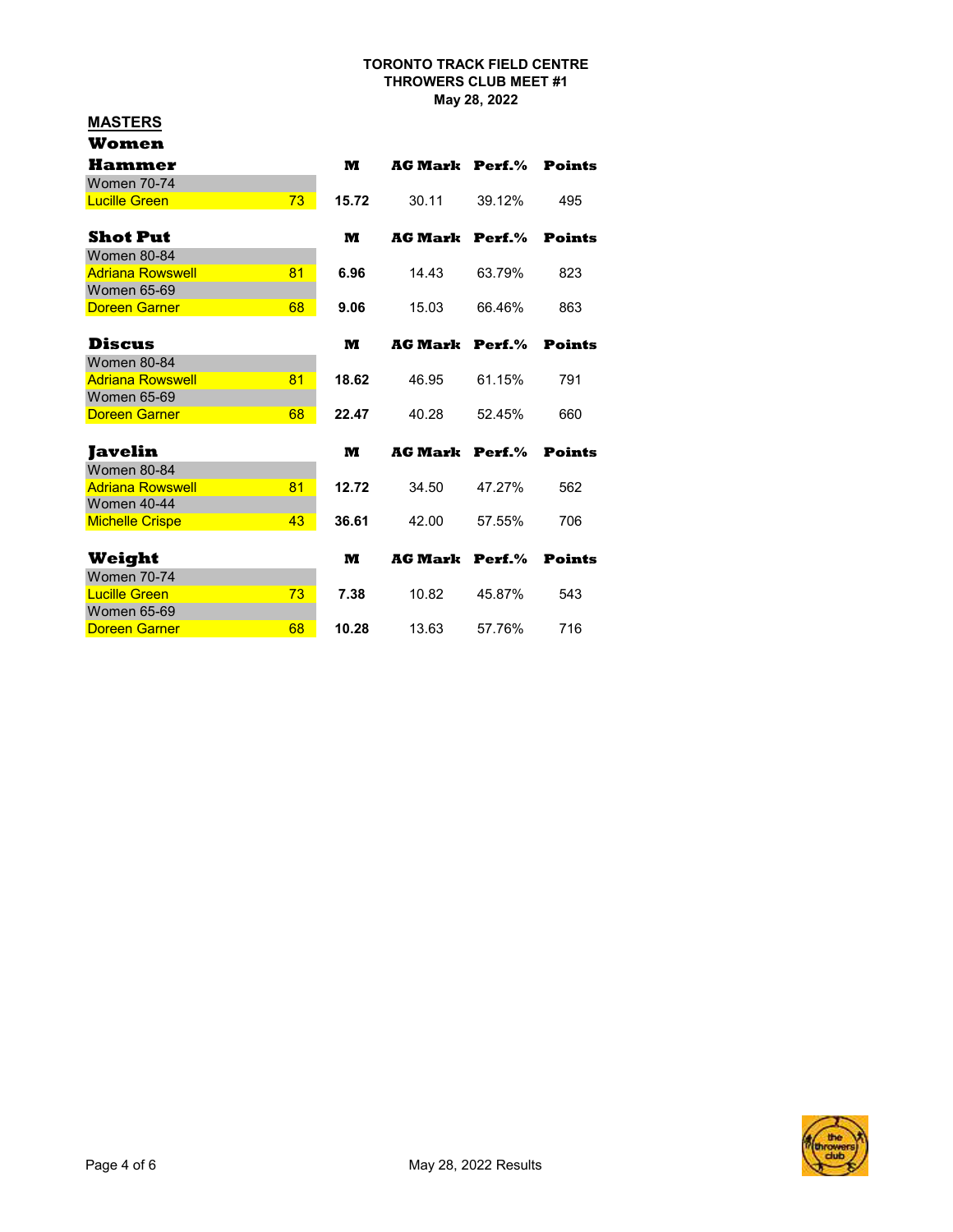**TORONTO TRACK FIELD CENTRE**
**THROWERS CLUB MEET #1**
**May 28, 2022**

## MASTERS

### Women

| Hammer | | M | AG Mark | Perf.% | Points |
|---|---|---|---|---|---|
| Women 70-74 | | | | | |
| Lucille Green | 73 | **15.72** | 30.11 | 39.12% | 495 |

| Shot Put | | M | AG Mark | Perf.% | Points |
|---|---|---|---|---|---|
| Women 80-84 | | | | | |
| Adriana Rowswell | 81 | **6.96** | 14.43 | 63.79% | 823 |
| Women 65-69 | | | | | |
| Doreen Garner | 68 | **9.06** | 15.03 | 66.46% | 863 |

| Discus | | M | AG Mark | Perf.% | Points |
|---|---|---|---|---|---|
| Women 80-84 | | | | | |
| Adriana Rowswell | 81 | **18.62** | 46.95 | 61.15% | 791 |
| Women 65-69 | | | | | |
| Doreen Garner | 68 | **22.47** | 40.28 | 52.45% | 660 |

| Javelin | | M | AG Mark | Perf.% | Points |
|---|---|---|---|---|---|
| Women 80-84 | | | | | |
| Adriana Rowswell | 81 | **12.72** | 34.50 | 47.27% | 562 |
| Women 40-44 | | | | | |
| Michelle Crispe | 43 | **36.61** | 42.00 | 57.55% | 706 |

| Weight | | M | AG Mark | Perf.% | Points |
|---|---|---|---|---|---|
| Women 70-74 | | | | | |
| Lucille Green | 73 | **7.38** | 10.82 | 45.87% | 543 |
| Women 65-69 | | | | | |
| Doreen Garner | 68 | **10.28** | 13.63 | 57.76% | 716 |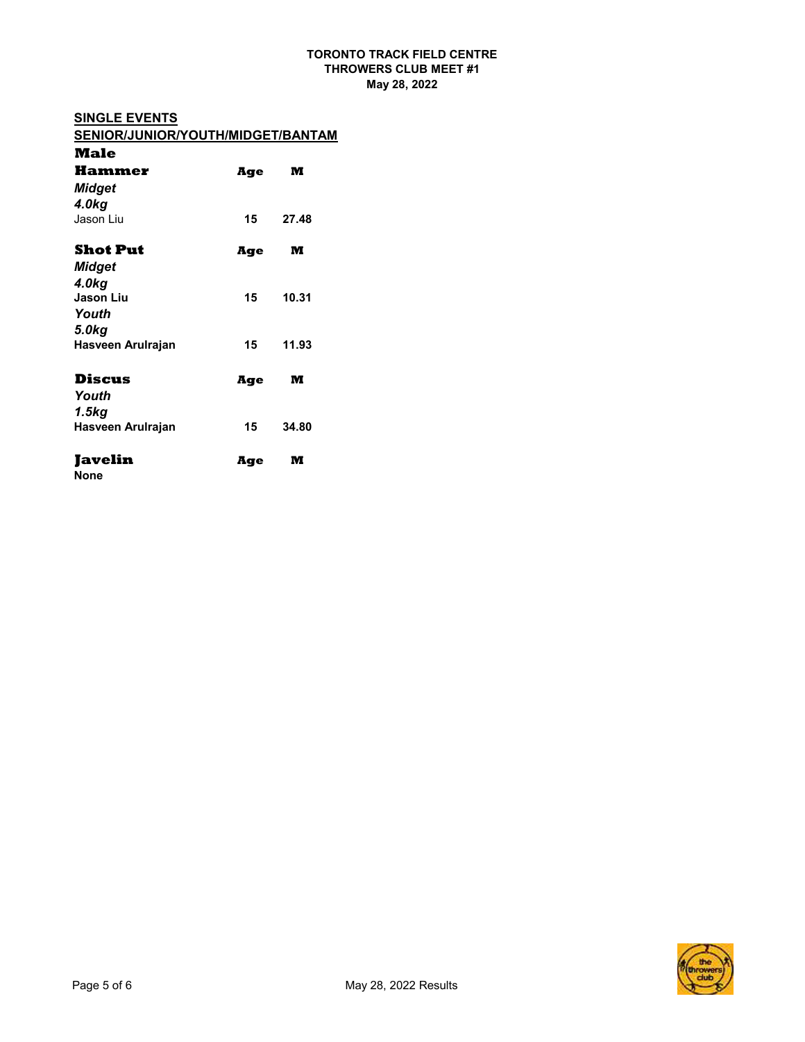**TORONTO TRACK FIELD CENTRE**
**THROWERS CLUB MEET #1**
**May 28, 2022**

## SINGLE EVENTS

## SENIOR/JUNIOR/YOUTH/MIDGET/BANTAM

### Male

| Hammer | Age | M |
|---|---|---|
| *Midget* | | |
| *4.0kg* | | |
| Jason Liu | 15 | 27.48 |

| Shot Put | Age | M |
|---|---|---|
| *Midget* | | |
| *4.0kg* | | |
| **Jason Liu** | 15 | 10.31 |
| *Youth* | | |
| *5.0kg* | | |
| **Hasveen Arulrajan** | 15 | 11.93 |

| Discus | Age | M |
|---|---|---|
| *Youth* | | |
| *1.5kg* | | |
| **Hasveen Arulrajan** | 15 | 34.80 |

| Javelin | Age | M |
|---|---|---|
| **None** | | |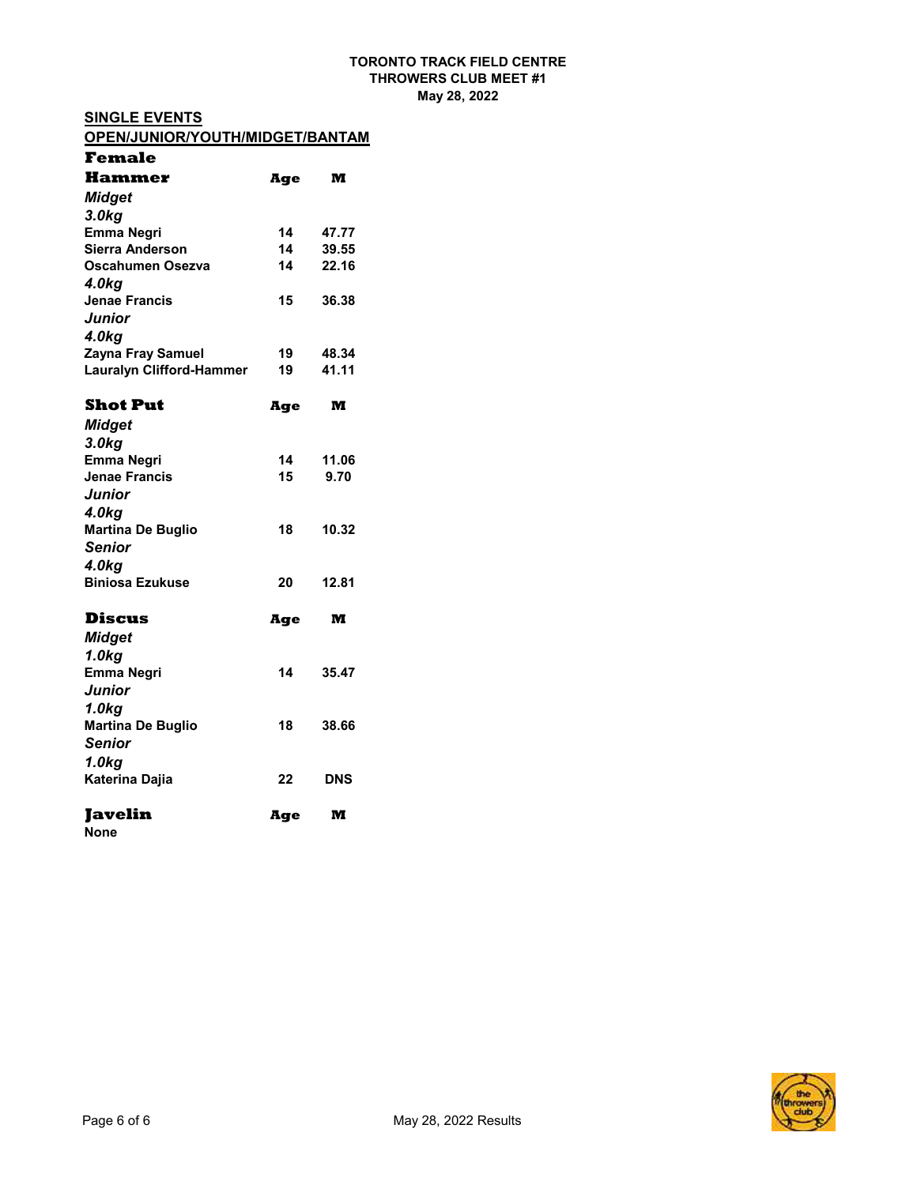**TORONTO TRACK FIELD CENTRE**
**THROWERS CLUB MEET #1**
**May 28, 2022**

## SINGLE EVENTS

## OPEN/JUNIOR/YOUTH/MIDGET/BANTAM

### Female

| Hammer | Age | M |
|---|---|---|
| *Midget* | | |
| *3.0kg* | | |
| Emma Negri | 14 | 47.77 |
| Sierra Anderson | 14 | 39.55 |
| Oscahumen Osezva | 14 | 22.16 |
| *4.0kg* | | |
| Jenae Francis | 15 | 36.38 |
| *Junior* | | |
| *4.0kg* | | |
| Zayna Fray Samuel | 19 | 48.34 |
| Lauralyn Clifford-Hammer | 19 | 41.11 |

| Shot Put | Age | M |
|---|---|---|
| *Midget* | | |
| *3.0kg* | | |
| Emma Negri | 14 | 11.06 |
| Jenae Francis | 15 | 9.70 |
| *Junior* | | |
| *4.0kg* | | |
| Martina De Buglio | 18 | 10.32 |
| *Senior* | | |
| *4.0kg* | | |
| Biniosa Ezukuse | 20 | 12.81 |

| Discus | Age | M |
|---|---|---|
| *Midget* | | |
| *1.0kg* | | |
| Emma Negri | 14 | 35.47 |
| *Junior* | | |
| *1.0kg* | | |
| Martina De Buglio | 18 | 38.66 |
| *Senior* | | |
| *1.0kg* | | |
| Katerina Dajia | 22 | DNS |

| Javelin | Age | M |
|---|---|---|
| None | | |